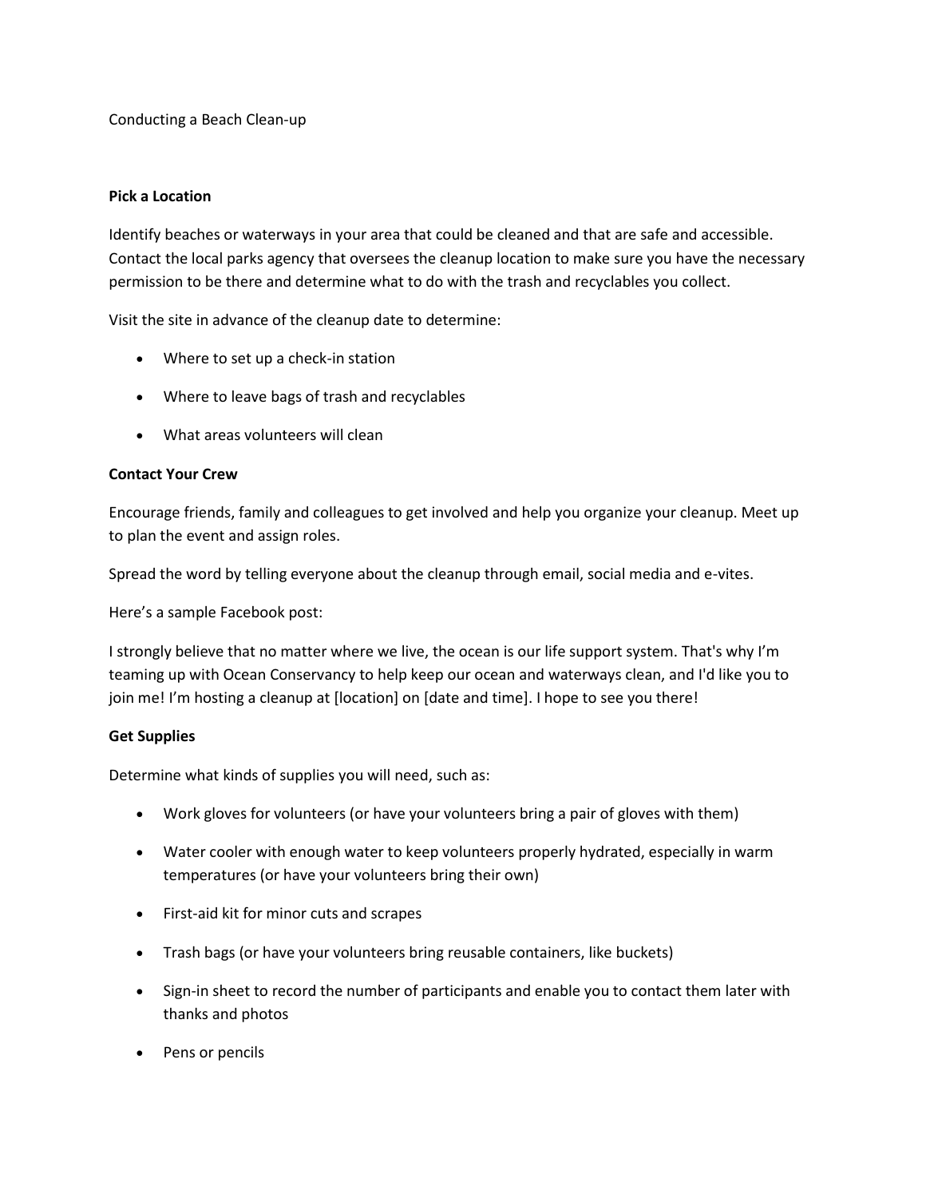# Conducting a Beach Clean-up

## Pick a Location

Identify beaches or waterways in your area that could be cleaned and that are safe and accessible. Contact the local parks agency that oversees the cleanup location to make sure you have the necessary permission to be there and determine what to do with the trash and recyclables you collect.

Visit the site in advance of the cleanup date to determine:

- Where to set up a check-in station
- Where to leave bags of trash and recyclables
- What areas volunteers will clean

## Contact Your Crew

Encourage friends, family and colleagues to get involved and help you organize your cleanup. Meet up to plan the event and assign roles.

Spread the word by telling everyone about the cleanup through email, social media and e-vites.

Here's a sample Facebook post:

I strongly believe that no matter where we live, the ocean is our life support system. That's why I'm teaming up with Ocean Conservancy to help keep our ocean and waterways clean, and I'd like you to join me! I'm hosting a cleanup at [location] on [date and time]. I hope to see you there!

## Get Supplies

Determine what kinds of supplies you will need, such as:

- Work gloves for volunteers (or have your volunteers bring a pair of gloves with them)
- Water cooler with enough water to keep volunteers properly hydrated, especially in warm temperatures (or have your volunteers bring their own)
- First-aid kit for minor cuts and scrapes
- Trash bags (or have your volunteers bring reusable containers, like buckets)
- Sign-in sheet to record the number of participants and enable you to contact them later with thanks and photos
- Pens or pencils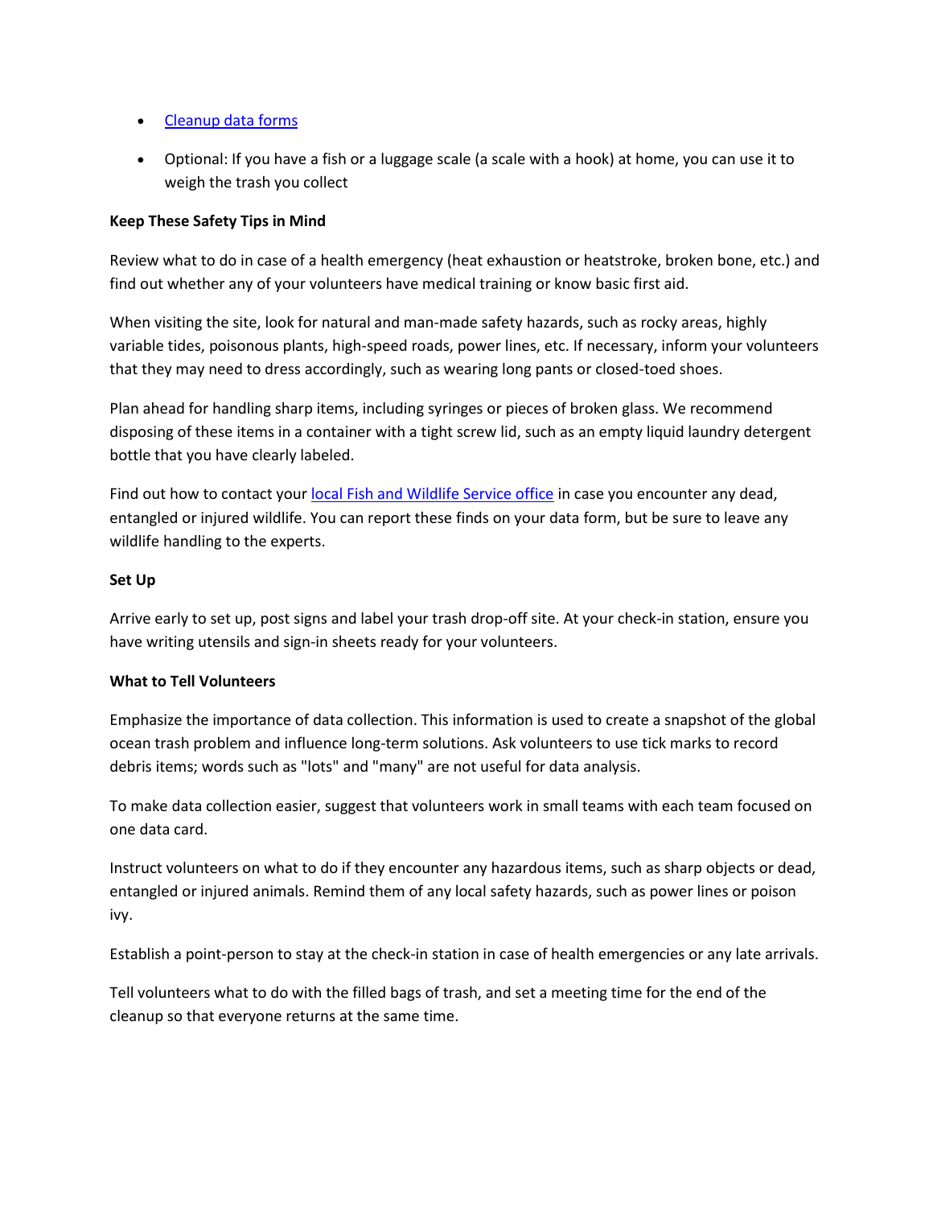- [Cleanup data forms]
- Optional: If you have a fish or a luggage scale (a scale with a hook) at home, you can use it to weigh the trash you collect

**Keep These Safety Tips in Mind**

Review what to do in case of a health emergency (heat exhaustion or heatstroke, broken bone, etc.) and find out whether any of your volunteers have medical training or know basic first aid.

When visiting the site, look for natural and man-made safety hazards, such as rocky areas, highly variable tides, poisonous plants, high-speed roads, power lines, etc. If necessary, inform your volunteers that they may need to dress accordingly, such as wearing long pants or closed-toed shoes.

Plan ahead for handling sharp items, including syringes or pieces of broken glass. We recommend disposing of these items in a container with a tight screw lid, such as an empty liquid laundry detergent bottle that you have clearly labeled.

Find out how to contact your [local Fish and Wildlife Service office] in case you encounter any dead, entangled or injured wildlife. You can report these finds on your data form, but be sure to leave any wildlife handling to the experts.

**Set Up**

Arrive early to set up, post signs and label your trash drop-off site. At your check-in station, ensure you have writing utensils and sign-in sheets ready for your volunteers.

**What to Tell Volunteers**

Emphasize the importance of data collection. This information is used to create a snapshot of the global ocean trash problem and influence long-term solutions. Ask volunteers to use tick marks to record debris items; words such as "lots" and "many" are not useful for data analysis.

To make data collection easier, suggest that volunteers work in small teams with each team focused on one data card.

Instruct volunteers on what to do if they encounter any hazardous items, such as sharp objects or dead, entangled or injured animals. Remind them of any local safety hazards, such as power lines or poison ivy.

Establish a point-person to stay at the check-in station in case of health emergencies or any late arrivals.

Tell volunteers what to do with the filled bags of trash, and set a meeting time for the end of the cleanup so that everyone returns at the same time.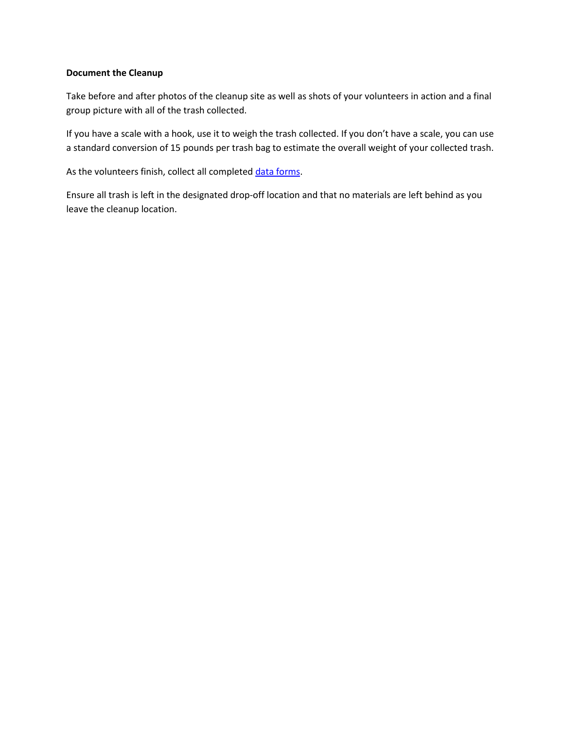**Document the Cleanup**

Take before and after photos of the cleanup site as well as shots of your volunteers in action and a final group picture with all of the trash collected.

If you have a scale with a hook, use it to weigh the trash collected. If you don't have a scale, you can use a standard conversion of 15 pounds per trash bag to estimate the overall weight of your collected trash.

As the volunteers finish, collect all completed data forms.

Ensure all trash is left in the designated drop-off location and that no materials are left behind as you leave the cleanup location.